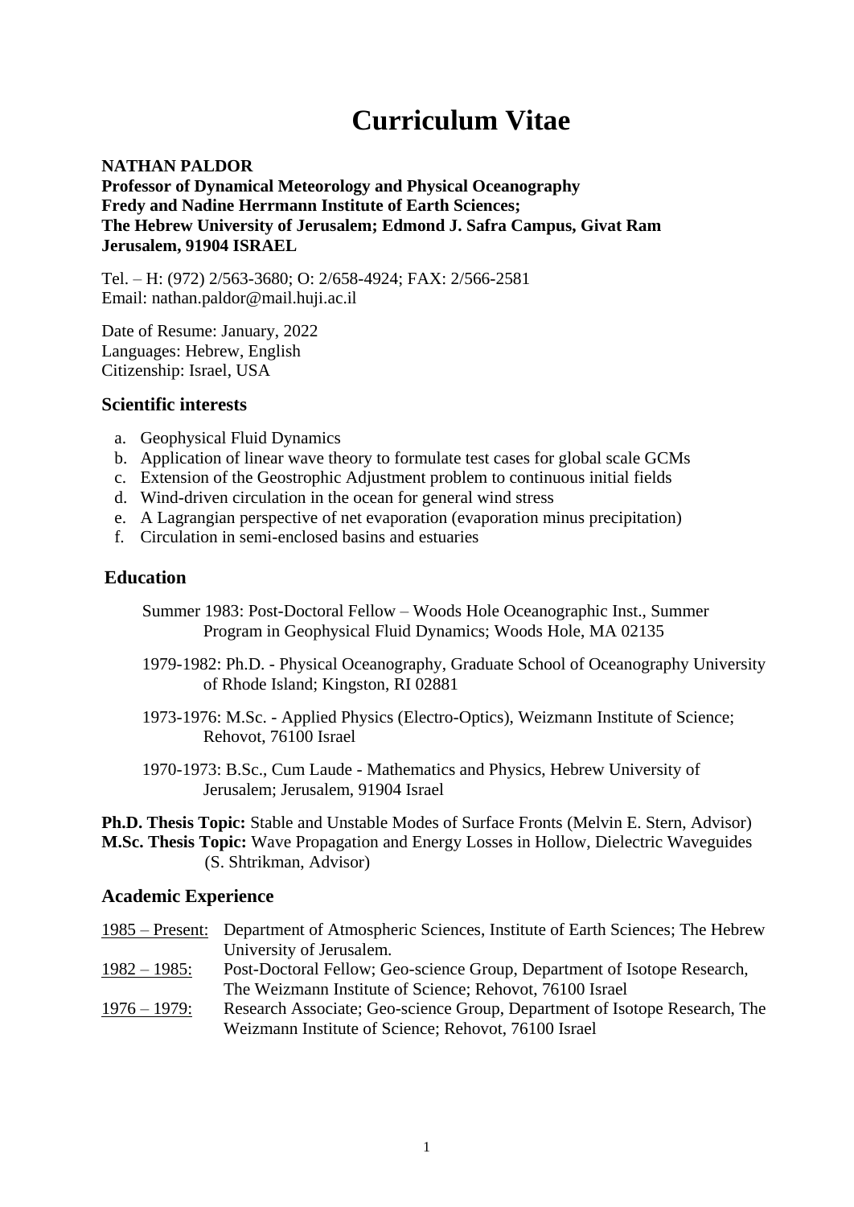# Curriculum Vitae

**NATHAN PALDOR**
**Professor of Dynamical Meteorology and Physical Oceanography**
**Fredy and Nadine Herrmann Institute of Earth Sciences;**
**The Hebrew University of Jerusalem; Edmond J. Safra Campus, Givat Ram**
**Jerusalem, 91904 ISRAEL**

Tel. – H: (972) 2/563-3680; O: 2/658-4924; FAX: 2/566-2581
Email: nathan.paldor@mail.huji.ac.il

Date of Resume: January, 2022
Languages: Hebrew, English
Citizenship: Israel, USA

## Scientific interests

a. Geophysical Fluid Dynamics
b. Application of linear wave theory to formulate test cases for global scale GCMs
c. Extension of the Geostrophic Adjustment problem to continuous initial fields
d. Wind-driven circulation in the ocean for general wind stress
e. A Lagrangian perspective of net evaporation (evaporation minus precipitation)
f. Circulation in semi-enclosed basins and estuaries

## Education

Summer 1983: Post-Doctoral Fellow – Woods Hole Oceanographic Inst., Summer Program in Geophysical Fluid Dynamics; Woods Hole, MA 02135

1979-1982: Ph.D. - Physical Oceanography, Graduate School of Oceanography University of Rhode Island; Kingston, RI 02881

1973-1976: M.Sc. - Applied Physics (Electro-Optics), Weizmann Institute of Science; Rehovot, 76100 Israel

1970-1973: B.Sc., Cum Laude - Mathematics and Physics, Hebrew University of Jerusalem; Jerusalem, 91904 Israel

**Ph.D. Thesis Topic:** Stable and Unstable Modes of Surface Fronts (Melvin E. Stern, Advisor)
**M.Sc. Thesis Topic:** Wave Propagation and Energy Losses in Hollow, Dielectric Waveguides (S. Shtrikman, Advisor)

## Academic Experience

1985 – Present: Department of Atmospheric Sciences, Institute of Earth Sciences; The Hebrew University of Jerusalem.

1982 – 1985: Post-Doctoral Fellow; Geo-science Group, Department of Isotope Research, The Weizmann Institute of Science; Rehovot, 76100 Israel

1976 – 1979: Research Associate; Geo-science Group, Department of Isotope Research, The Weizmann Institute of Science; Rehovot, 76100 Israel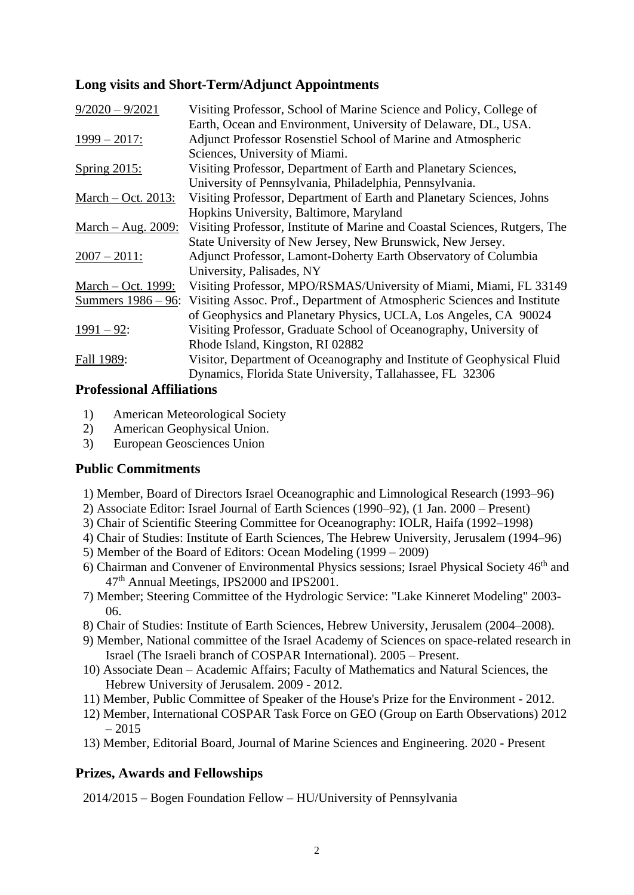## Long visits and Short-Term/Adjunct Appointments

| | |
|---|---|
| 9/2020 – 9/2021 | Visiting Professor, School of Marine Science and Policy, College of Earth, Ocean and Environment, University of Delaware, DL, USA. |
| 1999 – 2017: | Adjunct Professor Rosenstiel School of Marine and Atmospheric Sciences, University of Miami. |
| Spring 2015: | Visiting Professor, Department of Earth and Planetary Sciences, University of Pennsylvania, Philadelphia, Pennsylvania. |
| March – Oct. 2013: | Visiting Professor, Department of Earth and Planetary Sciences, Johns Hopkins University, Baltimore, Maryland |
| March – Aug. 2009: | Visiting Professor, Institute of Marine and Coastal Sciences, Rutgers, The State University of New Jersey, New Brunswick, New Jersey. |
| 2007 – 2011: | Adjunct Professor, Lamont-Doherty Earth Observatory of Columbia University, Palisades, NY |
| March – Oct. 1999: | Visiting Professor, MPO/RSMAS/University of Miami, Miami, FL 33149 |
| Summers 1986 – 96: | Visiting Assoc. Prof., Department of Atmospheric Sciences and Institute of Geophysics and Planetary Physics, UCLA, Los Angeles, CA 90024 |
| 1991 – 92: | Visiting Professor, Graduate School of Oceanography, University of Rhode Island, Kingston, RI 02882 |
| Fall 1989: | Visitor, Department of Oceanography and Institute of Geophysical Fluid Dynamics, Florida State University, Tallahassee, FL 32306 |

## Professional Affiliations

1) American Meteorological Society
2) American Geophysical Union.
3) European Geosciences Union

## Public Commitments

1) Member, Board of Directors Israel Oceanographic and Limnological Research (1993–96)
2) Associate Editor: Israel Journal of Earth Sciences (1990–92), (1 Jan. 2000 – Present)
3) Chair of Scientific Steering Committee for Oceanography: IOLR, Haifa (1992–1998)
4) Chair of Studies: Institute of Earth Sciences, The Hebrew University, Jerusalem (1994–96)
5) Member of the Board of Editors: Ocean Modeling (1999 – 2009)
6) Chairman and Convener of Environmental Physics sessions; Israel Physical Society 46th and 47th Annual Meetings, IPS2000 and IPS2001.
7) Member; Steering Committee of the Hydrologic Service: "Lake Kinneret Modeling" 2003-06.
8) Chair of Studies: Institute of Earth Sciences, Hebrew University, Jerusalem (2004–2008).
9) Member, National committee of the Israel Academy of Sciences on space-related research in Israel (The Israeli branch of COSPAR International). 2005 – Present.
10) Associate Dean – Academic Affairs; Faculty of Mathematics and Natural Sciences, the Hebrew University of Jerusalem. 2009 - 2012.
11) Member, Public Committee of Speaker of the House's Prize for the Environment - 2012.
12) Member, International COSPAR Task Force on GEO (Group on Earth Observations) 2012 – 2015
13) Member, Editorial Board, Journal of Marine Sciences and Engineering. 2020 - Present

## Prizes, Awards and Fellowships

2014/2015 – Bogen Foundation Fellow – HU/University of Pennsylvania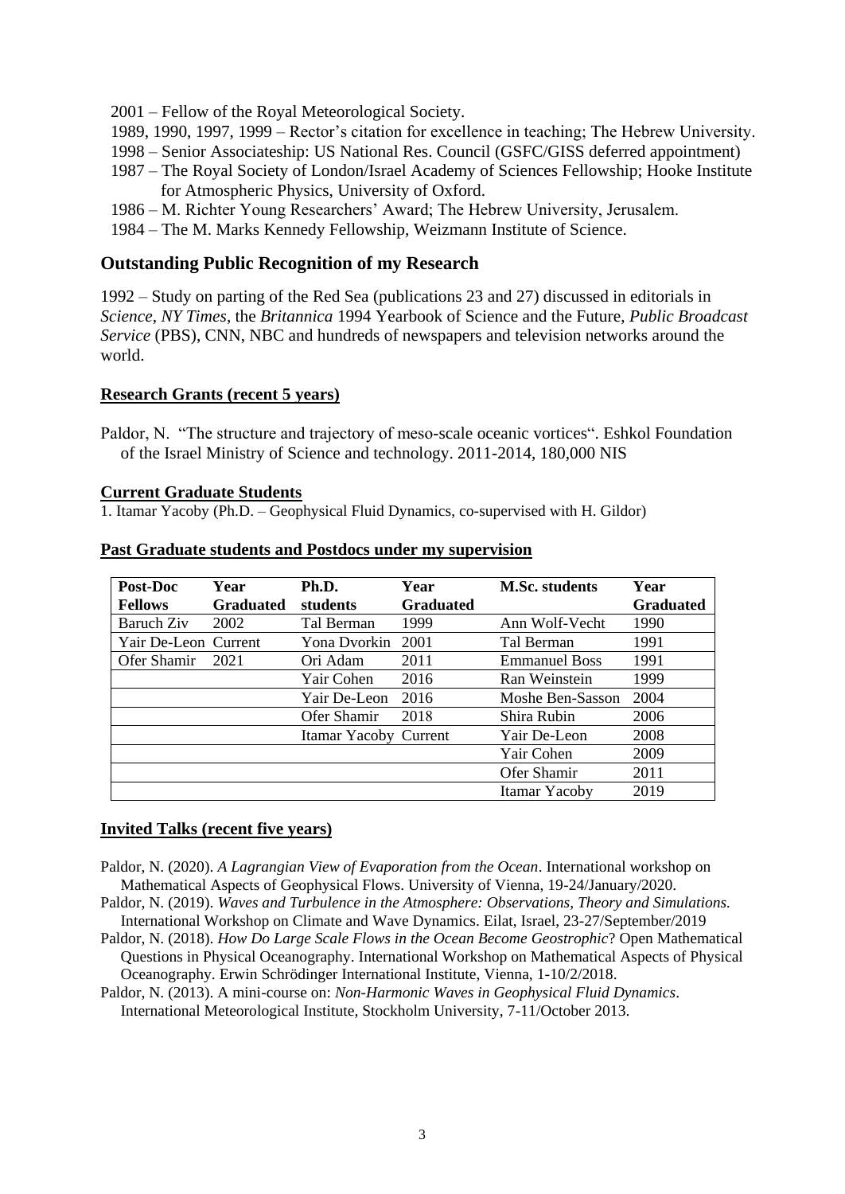2001 – Fellow of the Royal Meteorological Society.

1989, 1990, 1997, 1999 – Rector's citation for excellence in teaching; The Hebrew University.

1998 – Senior Associateship: US National Res. Council (GSFC/GISS deferred appointment)

1987 – The Royal Society of London/Israel Academy of Sciences Fellowship; Hooke Institute for Atmospheric Physics, University of Oxford.

1986 – M. Richter Young Researchers' Award; The Hebrew University, Jerusalem.

1984 – The M. Marks Kennedy Fellowship, Weizmann Institute of Science.

## Outstanding Public Recognition of my Research

1992 – Study on parting of the Red Sea (publications 23 and 27) discussed in editorials in *Science*, *NY Times*, the *Britannica* 1994 Yearbook of Science and the Future, *Public Broadcast Service* (PBS), CNN, NBC and hundreds of newspapers and television networks around the world.

### Research Grants (recent 5 years)

Paldor, N. "The structure and trajectory of meso-scale oceanic vortices". Eshkol Foundation of the Israel Ministry of Science and technology. 2011-2014, 180,000 NIS

### Current Graduate Students

1. Itamar Yacoby (Ph.D. – Geophysical Fluid Dynamics, co-supervised with H. Gildor)

### Past Graduate students and Postdocs under my supervision

| Post-Doc Fellows | Year Graduated | Ph.D. students | Year Graduated | M.Sc. students | Year Graduated |
|---|---|---|---|---|---|
| Baruch Ziv | 2002 | Tal Berman | 1999 | Ann Wolf-Vecht | 1990 |
| Yair De-Leon | Current | Yona Dvorkin | 2001 | Tal Berman | 1991 |
| Ofer Shamir | 2021 | Ori Adam | 2011 | Emmanuel Boss | 1991 |
| | | Yair Cohen | 2016 | Ran Weinstein | 1999 |
| | | Yair De-Leon | 2016 | Moshe Ben-Sasson | 2004 |
| | | Ofer Shamir | 2018 | Shira Rubin | 2006 |
| | | Itamar Yacoby | Current | Yair De-Leon | 2008 |
| | | | | Yair Cohen | 2009 |
| | | | | Ofer Shamir | 2011 |
| | | | | Itamar Yacoby | 2019 |

### Invited Talks (recent five years)

Paldor, N. (2020). *A Lagrangian View of Evaporation from the Ocean*. International workshop on Mathematical Aspects of Geophysical Flows. University of Vienna, 19-24/January/2020.

Paldor, N. (2019). *Waves and Turbulence in the Atmosphere: Observations, Theory and Simulations.* International Workshop on Climate and Wave Dynamics. Eilat, Israel, 23-27/September/2019

Paldor, N. (2018). *How Do Large Scale Flows in the Ocean Become Geostrophic*? Open Mathematical Questions in Physical Oceanography. International Workshop on Mathematical Aspects of Physical Oceanography. Erwin Schrödinger International Institute, Vienna, 1-10/2/2018.

Paldor, N. (2013). A mini-course on: *Non-Harmonic Waves in Geophysical Fluid Dynamics*. International Meteorological Institute, Stockholm University, 7-11/October 2013.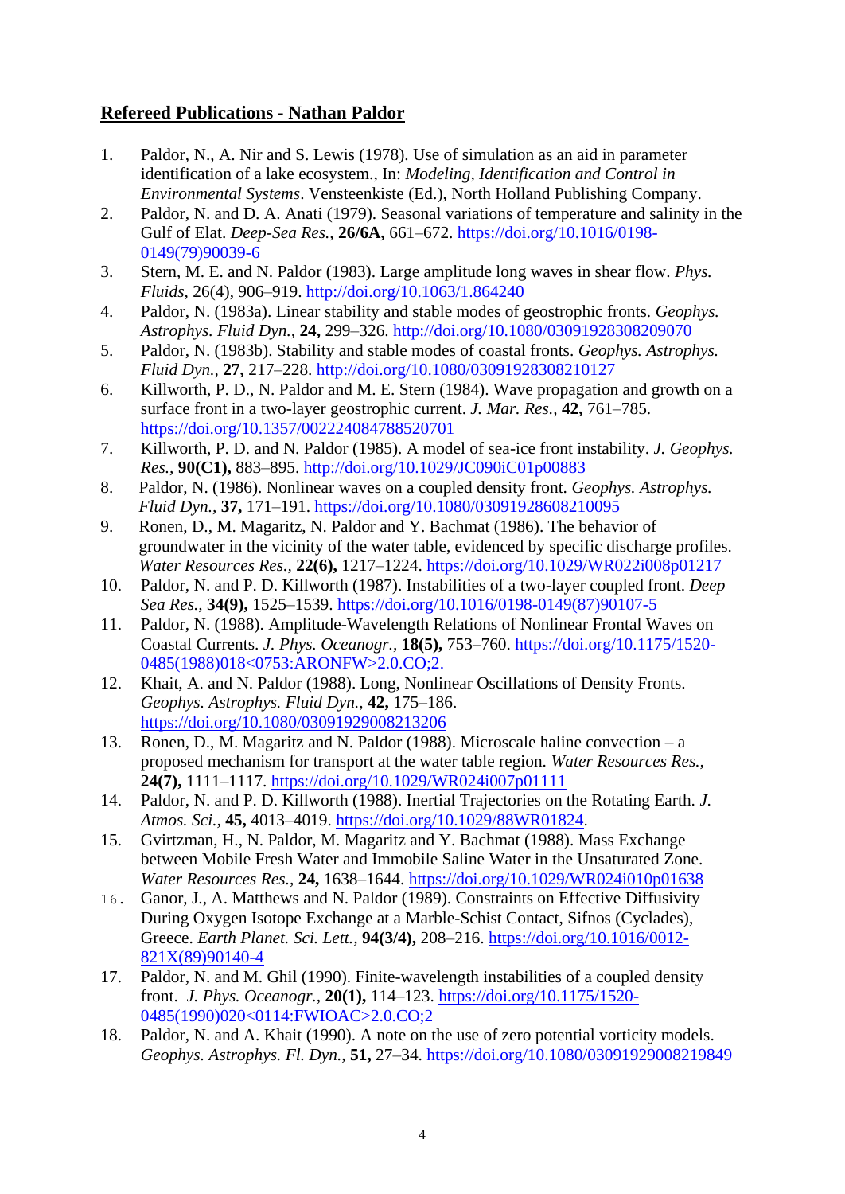## Refereed Publications - Nathan Paldor

1. Paldor, N., A. Nir and S. Lewis (1978). Use of simulation as an aid in parameter identification of a lake ecosystem., In: *Modeling, Identification and Control in Environmental Systems*. Vensteenkiste (Ed.), North Holland Publishing Company.
2. Paldor, N. and D. A. Anati (1979). Seasonal variations of temperature and salinity in the Gulf of Elat. *Deep-Sea Res.,* **26/6A,** 661–672. https://doi.org/10.1016/0198-0149(79)90039-6
3. Stern, M. E. and N. Paldor (1983). Large amplitude long waves in shear flow. *Phys. Fluids*, 26(4), 906–919. http://doi.org/10.1063/1.864240
4. Paldor, N. (1983a). Linear stability and stable modes of geostrophic fronts. *Geophys. Astrophys. Fluid Dyn.,* **24,** 299–326. http://doi.org/10.1080/03091928308209070
5. Paldor, N. (1983b). Stability and stable modes of coastal fronts. *Geophys. Astrophys. Fluid Dyn.,* **27,** 217–228. http://doi.org/10.1080/03091928308210127
6. Killworth, P. D., N. Paldor and M. E. Stern (1984). Wave propagation and growth on a surface front in a two-layer geostrophic current. *J. Mar. Res.,* **42,** 761–785. https://doi.org/10.1357/002224084788520701
7. Killworth, P. D. and N. Paldor (1985). A model of sea-ice front instability. *J. Geophys. Res.,* **90(C1),** 883–895. http://doi.org/10.1029/JC090iC01p00883
8. Paldor, N. (1986). Nonlinear waves on a coupled density front. *Geophys. Astrophys. Fluid Dyn.,* **37,** 171–191. https://doi.org/10.1080/03091928608210095
9. Ronen, D., M. Magaritz, N. Paldor and Y. Bachmat (1986). The behavior of groundwater in the vicinity of the water table, evidenced by specific discharge profiles. *Water Resources Res.,* **22(6),** 1217–1224. https://doi.org/10.1029/WR022i008p01217
10. Paldor, N. and P. D. Killworth (1987). Instabilities of a two-layer coupled front. *Deep Sea Res.,* **34(9),** 1525–1539. https://doi.org/10.1016/0198-0149(87)90107-5
11. Paldor, N. (1988). Amplitude-Wavelength Relations of Nonlinear Frontal Waves on Coastal Currents. *J. Phys. Oceanogr.,* **18(5),** 753–760. https://doi.org/10.1175/1520-0485(1988)018<0753:ARONFW>2.0.CO;2.
12. Khait, A. and N. Paldor (1988). Long, Nonlinear Oscillations of Density Fronts. *Geophys. Astrophys. Fluid Dyn.,* **42,** 175–186. https://doi.org/10.1080/03091929008213206
13. Ronen, D., M. Magaritz and N. Paldor (1988). Microscale haline convection – a proposed mechanism for transport at the water table region. *Water Resources Res.,* **24(7),** 1111–1117. https://doi.org/10.1029/WR024i007p01111
14. Paldor, N. and P. D. Killworth (1988). Inertial Trajectories on the Rotating Earth. *J. Atmos. Sci.,* **45,** 4013–4019. https://doi.org/10.1029/88WR01824.
15. Gvirtzman, H., N. Paldor, M. Magaritz and Y. Bachmat (1988). Mass Exchange between Mobile Fresh Water and Immobile Saline Water in the Unsaturated Zone. *Water Resources Res.,* **24,** 1638–1644. https://doi.org/10.1029/WR024i010p01638
16. Ganor, J., A. Matthews and N. Paldor (1989). Constraints on Effective Diffusivity During Oxygen Isotope Exchange at a Marble-Schist Contact, Sifnos (Cyclades), Greece. *Earth Planet. Sci. Lett.,* **94(3/4),** 208–216. https://doi.org/10.1016/0012-821X(89)90140-4
17. Paldor, N. and M. Ghil (1990). Finite-wavelength instabilities of a coupled density front. *J. Phys. Oceanogr.,* **20(1),** 114–123. https://doi.org/10.1175/1520-0485(1990)020<0114:FWIOAC>2.0.CO;2
18. Paldor, N. and A. Khait (1990). A note on the use of zero potential vorticity models. *Geophys. Astrophys. Fl. Dyn.,* **51,** 27–34. https://doi.org/10.1080/03091929008219849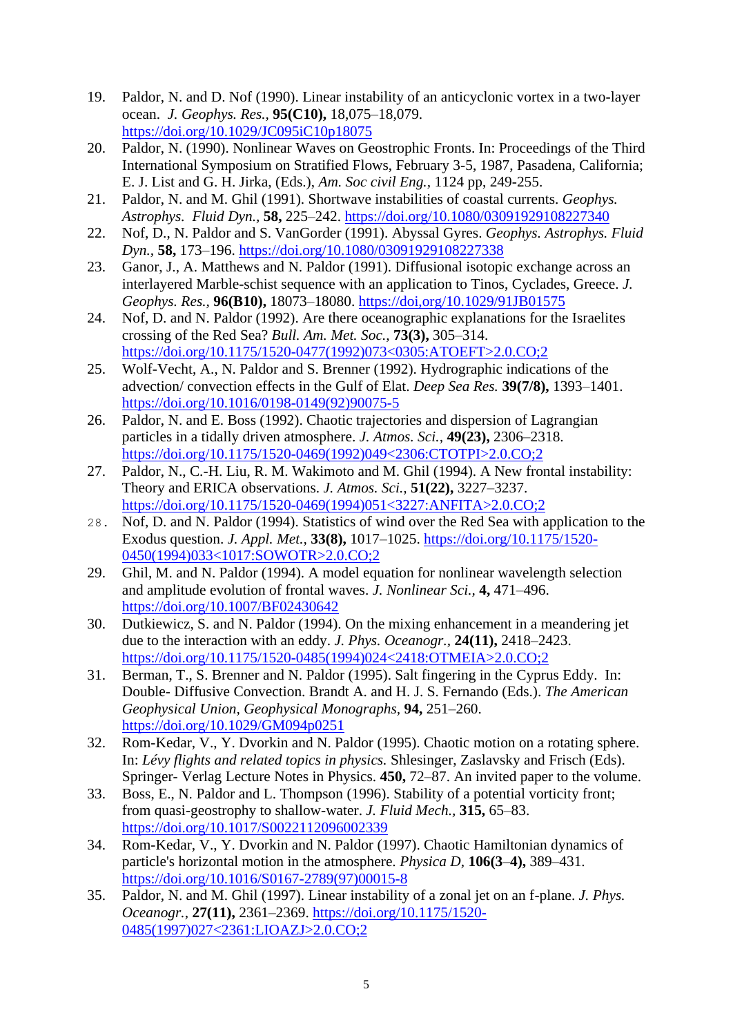19. Paldor, N. and D. Nof (1990). Linear instability of an anticyclonic vortex in a two-layer ocean. *J. Geophys. Res.*, **95(C10),** 18,075–18,079. https://doi.org/10.1029/JC095iC10p18075
20. Paldor, N. (1990). Nonlinear Waves on Geostrophic Fronts. In: Proceedings of the Third International Symposium on Stratified Flows, February 3-5, 1987, Pasadena, California; E. J. List and G. H. Jirka, (Eds.), *Am. Soc civil Eng.*, 1124 pp, 249-255.
21. Paldor, N. and M. Ghil (1991). Shortwave instabilities of coastal currents. *Geophys. Astrophys. Fluid Dyn.*, **58,** 225–242. https://doi.org/10.1080/03091929108227340
22. Nof, D., N. Paldor and S. VanGorder (1991). Abyssal Gyres. *Geophys. Astrophys. Fluid Dyn.*, **58,** 173–196. https://doi.org/10.1080/03091929108227338
23. Ganor, J., A. Matthews and N. Paldor (1991). Diffusional isotopic exchange across an interlayered Marble-schist sequence with an application to Tinos, Cyclades, Greece. *J. Geophys. Res.*, **96(B10),** 18073–18080. https://doi,org/10.1029/91JB01575
24. Nof, D. and N. Paldor (1992). Are there oceanographic explanations for the Israelites crossing of the Red Sea? *Bull. Am. Met. Soc.*, **73(3),** 305–314. https://doi.org/10.1175/1520-0477(1992)073<0305:ATOEFT>2.0.CO;2
25. Wolf-Vecht, A., N. Paldor and S. Brenner (1992). Hydrographic indications of the advection/ convection effects in the Gulf of Elat. *Deep Sea Res.* **39(7/8),** 1393–1401. https://doi.org/10.1016/0198-0149(92)90075-5
26. Paldor, N. and E. Boss (1992). Chaotic trajectories and dispersion of Lagrangian particles in a tidally driven atmosphere. *J. Atmos. Sci.*, **49(23),** 2306–2318. https://doi.org/10.1175/1520-0469(1992)049<2306:CTOTPI>2.0.CO;2
27. Paldor, N., C.-H. Liu, R. M. Wakimoto and M. Ghil (1994). A New frontal instability: Theory and ERICA observations. *J. Atmos. Sci.*, **51(22),** 3227–3237. https://doi.org/10.1175/1520-0469(1994)051<3227:ANFITA>2.0.CO;2
28. Nof, D. and N. Paldor (1994). Statistics of wind over the Red Sea with application to the Exodus question. *J. Appl. Met.*, **33(8),** 1017–1025. https://doi.org/10.1175/1520-0450(1994)033<1017:SOWOTR>2.0.CO;2
29. Ghil, M. and N. Paldor (1994). A model equation for nonlinear wavelength selection and amplitude evolution of frontal waves. *J. Nonlinear Sci.*, **4,** 471–496. https://doi.org/10.1007/BF02430642
30. Dutkiewicz, S. and N. Paldor (1994). On the mixing enhancement in a meandering jet due to the interaction with an eddy. *J. Phys. Oceanogr.*, **24(11),** 2418–2423. https://doi.org/10.1175/1520-0485(1994)024<2418:OTMEIA>2.0.CO;2
31. Berman, T., S. Brenner and N. Paldor (1995). Salt fingering in the Cyprus Eddy. In: Double- Diffusive Convection. Brandt A. and H. J. S. Fernando (Eds.). *The American Geophysical Union, Geophysical Monographs*, **94,** 251–260. https://doi.org/10.1029/GM094p0251
32. Rom-Kedar, V., Y. Dvorkin and N. Paldor (1995). Chaotic motion on a rotating sphere. In: *Lévy flights and related topics in physics.* Shlesinger, Zaslavsky and Frisch (Eds). Springer- Verlag Lecture Notes in Physics. **450,** 72–87. An invited paper to the volume.
33. Boss, E., N. Paldor and L. Thompson (1996). Stability of a potential vorticity front; from quasi-geostrophy to shallow-water. *J. Fluid Mech.*, **315,** 65–83. https://doi.org/10.1017/S0022112096002339
34. Rom-Kedar, V., Y. Dvorkin and N. Paldor (1997). Chaotic Hamiltonian dynamics of particle's horizontal motion in the atmosphere. *Physica D*, **106(3–4),** 389–431. https://doi.org/10.1016/S0167-2789(97)00015-8
35. Paldor, N. and M. Ghil (1997). Linear instability of a zonal jet on an f-plane. *J. Phys. Oceanogr.*, **27(11),** 2361–2369. https://doi.org/10.1175/1520-0485(1997)027<2361:LIOAZJ>2.0.CO;2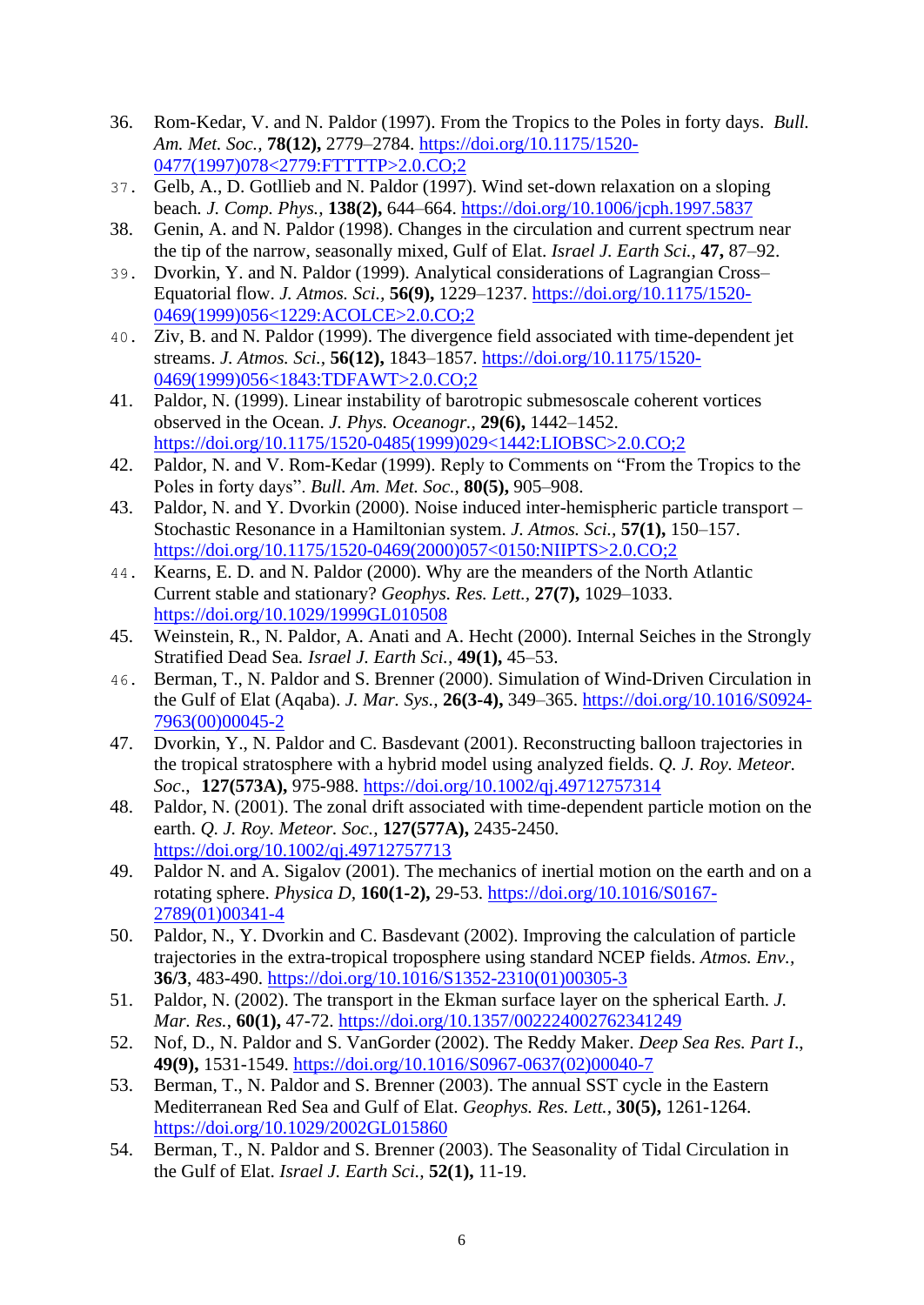36. Rom-Kedar, V. and N. Paldor (1997). From the Tropics to the Poles in forty days. *Bull. Am. Met. Soc.*, **78(12),** 2779–2784. https://doi.org/10.1175/1520-0477(1997)078<2779:FTTTTP>2.0.CO;2
37. Gelb, A., D. Gotllieb and N. Paldor (1997). Wind set-down relaxation on a sloping beach. *J. Comp. Phys.*, **138(2),** 644–664. https://doi.org/10.1006/jcph.1997.5837
38. Genin, A. and N. Paldor (1998). Changes in the circulation and current spectrum near the tip of the narrow, seasonally mixed, Gulf of Elat. *Israel J. Earth Sci.*, **47,** 87–92.
39. Dvorkin, Y. and N. Paldor (1999). Analytical considerations of Lagrangian Cross–Equatorial flow. *J. Atmos. Sci.*, **56(9),** 1229–1237. https://doi.org/10.1175/1520-0469(1999)056<1229:ACOLCE>2.0.CO;2
40. Ziv, B. and N. Paldor (1999). The divergence field associated with time-dependent jet streams. *J. Atmos. Sci.*, **56(12),** 1843–1857. https://doi.org/10.1175/1520-0469(1999)056<1843:TDFAWT>2.0.CO;2
41. Paldor, N. (1999). Linear instability of barotropic submesoscale coherent vortices observed in the Ocean. *J. Phys. Oceanogr.*, **29(6),** 1442–1452. https://doi.org/10.1175/1520-0485(1999)029<1442:LIOBSC>2.0.CO;2
42. Paldor, N. and V. Rom-Kedar (1999). Reply to Comments on "From the Tropics to the Poles in forty days". *Bull. Am. Met. Soc.*, **80(5),** 905–908.
43. Paldor, N. and Y. Dvorkin (2000). Noise induced inter-hemispheric particle transport – Stochastic Resonance in a Hamiltonian system. *J. Atmos. Sci.*, **57(1),** 150–157. https://doi.org/10.1175/1520-0469(2000)057<0150:NIIPTS>2.0.CO;2
44. Kearns, E. D. and N. Paldor (2000). Why are the meanders of the North Atlantic Current stable and stationary? *Geophys. Res. Lett.*, **27(7),** 1029–1033. https://doi.org/10.1029/1999GL010508
45. Weinstein, R., N. Paldor, A. Anati and A. Hecht (2000). Internal Seiches in the Strongly Stratified Dead Sea. *Israel J. Earth Sci.*, **49(1),** 45–53.
46. Berman, T., N. Paldor and S. Brenner (2000). Simulation of Wind-Driven Circulation in the Gulf of Elat (Aqaba). *J. Mar. Sys.*, **26(3-4),** 349–365. https://doi.org/10.1016/S0924-7963(00)00045-2
47. Dvorkin, Y., N. Paldor and C. Basdevant (2001). Reconstructing balloon trajectories in the tropical stratosphere with a hybrid model using analyzed fields. *Q. J. Roy. Meteor. Soc.*, **127(573A),** 975-988. https://doi.org/10.1002/qj.49712757314
48. Paldor, N. (2001). The zonal drift associated with time-dependent particle motion on the earth. *Q. J. Roy. Meteor. Soc.*, **127(577A),** 2435-2450. https://doi.org/10.1002/qj.49712757713
49. Paldor N. and A. Sigalov (2001). The mechanics of inertial motion on the earth and on a rotating sphere. *Physica D*, **160(1-2),** 29-53. https://doi.org/10.1016/S0167-2789(01)00341-4
50. Paldor, N., Y. Dvorkin and C. Basdevant (2002). Improving the calculation of particle trajectories in the extra-tropical troposphere using standard NCEP fields. *Atmos. Env.*, **36/3**, 483-490. https://doi.org/10.1016/S1352-2310(01)00305-3
51. Paldor, N. (2002). The transport in the Ekman surface layer on the spherical Earth. *J. Mar. Res.*, **60(1),** 47-72. https://doi.org/10.1357/002224002762341249
52. Nof, D., N. Paldor and S. VanGorder (2002). The Reddy Maker. *Deep Sea Res. Part I.*, **49(9),** 1531-1549. https://doi.org/10.1016/S0967-0637(02)00040-7
53. Berman, T., N. Paldor and S. Brenner (2003). The annual SST cycle in the Eastern Mediterranean Red Sea and Gulf of Elat. *Geophys. Res. Lett.*, **30(5),** 1261-1264. https://doi.org/10.1029/2002GL015860
54. Berman, T., N. Paldor and S. Brenner (2003). The Seasonality of Tidal Circulation in the Gulf of Elat. *Israel J. Earth Sci.*, **52(1),** 11-19.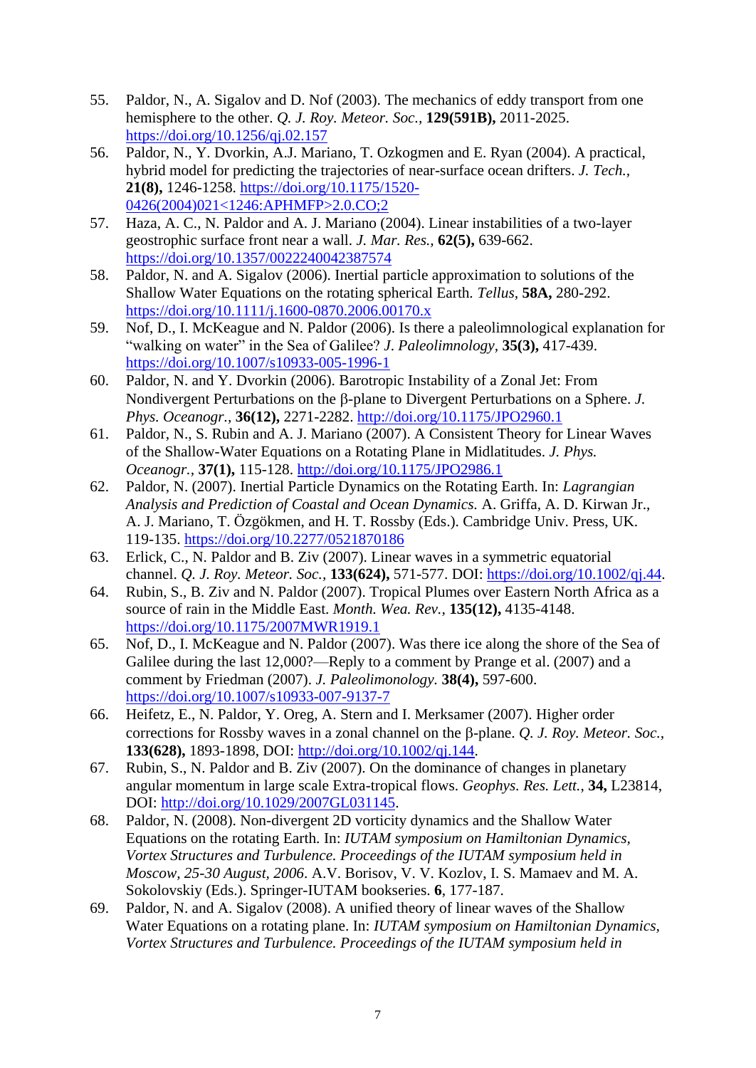55. Paldor, N., A. Sigalov and D. Nof (2003). The mechanics of eddy transport from one hemisphere to the other. *Q. J. Roy. Meteor. Soc.*, **129(591B),** 2011-2025. https://doi.org/10.1256/qj.02.157
56. Paldor, N., Y. Dvorkin, A.J. Mariano, T. Ozkogmen and E. Ryan (2004). A practical, hybrid model for predicting the trajectories of near-surface ocean drifters. *J. Tech.*, **21(8),** 1246-1258. https://doi.org/10.1175/1520-0426(2004)021<1246:APHMFP>2.0.CO;2
57. Haza, A. C., N. Paldor and A. J. Mariano (2004). Linear instabilities of a two-layer geostrophic surface front near a wall. *J. Mar. Res.*, **62(5),** 639-662. https://doi.org/10.1357/0022240042387574
58. Paldor, N. and A. Sigalov (2006). Inertial particle approximation to solutions of the Shallow Water Equations on the rotating spherical Earth. *Tellus*, **58A,** 280-292. https://doi.org/10.1111/j.1600-0870.2006.00170.x
59. Nof, D., I. McKeague and N. Paldor (2006). Is there a paleolimnological explanation for "walking on water" in the Sea of Galilee? *J. Paleolimnology*, **35(3),** 417-439. https://doi.org/10.1007/s10933-005-1996-1
60. Paldor, N. and Y. Dvorkin (2006). Barotropic Instability of a Zonal Jet: From Nondivergent Perturbations on the β-plane to Divergent Perturbations on a Sphere. *J. Phys. Oceanogr.*, **36(12),** 2271-2282. http://doi.org/10.1175/JPO2960.1
61. Paldor, N., S. Rubin and A. J. Mariano (2007). A Consistent Theory for Linear Waves of the Shallow-Water Equations on a Rotating Plane in Midlatitudes. *J. Phys. Oceanogr.*, **37(1),** 115-128. http://doi.org/10.1175/JPO2986.1
62. Paldor, N. (2007). Inertial Particle Dynamics on the Rotating Earth. In: *Lagrangian Analysis and Prediction of Coastal and Ocean Dynamics.* A. Griffa, A. D. Kirwan Jr., A. J. Mariano, T. Özgökmen, and H. T. Rossby (Eds.). Cambridge Univ. Press, UK. 119-135. https://doi.org/10.2277/0521870186
63. Erlick, C., N. Paldor and B. Ziv (2007). Linear waves in a symmetric equatorial channel. *Q. J. Roy. Meteor. Soc.*, **133(624),** 571-577. DOI: https://doi.org/10.1002/qj.44.
64. Rubin, S., B. Ziv and N. Paldor (2007). Tropical Plumes over Eastern North Africa as a source of rain in the Middle East. *Month. Wea. Rev.*, **135(12),** 4135-4148. https://doi.org/10.1175/2007MWR1919.1
65. Nof, D., I. McKeague and N. Paldor (2007). Was there ice along the shore of the Sea of Galilee during the last 12,000?—Reply to a comment by Prange et al. (2007) and a comment by Friedman (2007). *J. Paleolimonology.* **38(4),** 597-600. https://doi.org/10.1007/s10933-007-9137-7
66. Heifetz, E., N. Paldor, Y. Oreg, A. Stern and I. Merksamer (2007). Higher order corrections for Rossby waves in a zonal channel on the β-plane. *Q. J. Roy. Meteor. Soc.*, **133(628),** 1893-1898, DOI: http://doi.org/10.1002/qj.144.
67. Rubin, S., N. Paldor and B. Ziv (2007). On the dominance of changes in planetary angular momentum in large scale Extra-tropical flows. *Geophys. Res. Lett.*, **34,** L23814, DOI: http://doi.org/10.1029/2007GL031145.
68. Paldor, N. (2008). Non-divergent 2D vorticity dynamics and the Shallow Water Equations on the rotating Earth. In: *IUTAM symposium on Hamiltonian Dynamics, Vortex Structures and Turbulence. Proceedings of the IUTAM symposium held in Moscow, 25-30 August, 2006*. A.V. Borisov, V. V. Kozlov, I. S. Mamaev and M. A. Sokolovskiy (Eds.). Springer-IUTAM bookseries. **6**, 177-187.
69. Paldor, N. and A. Sigalov (2008). A unified theory of linear waves of the Shallow Water Equations on a rotating plane. In: *IUTAM symposium on Hamiltonian Dynamics, Vortex Structures and Turbulence. Proceedings of the IUTAM symposium held in*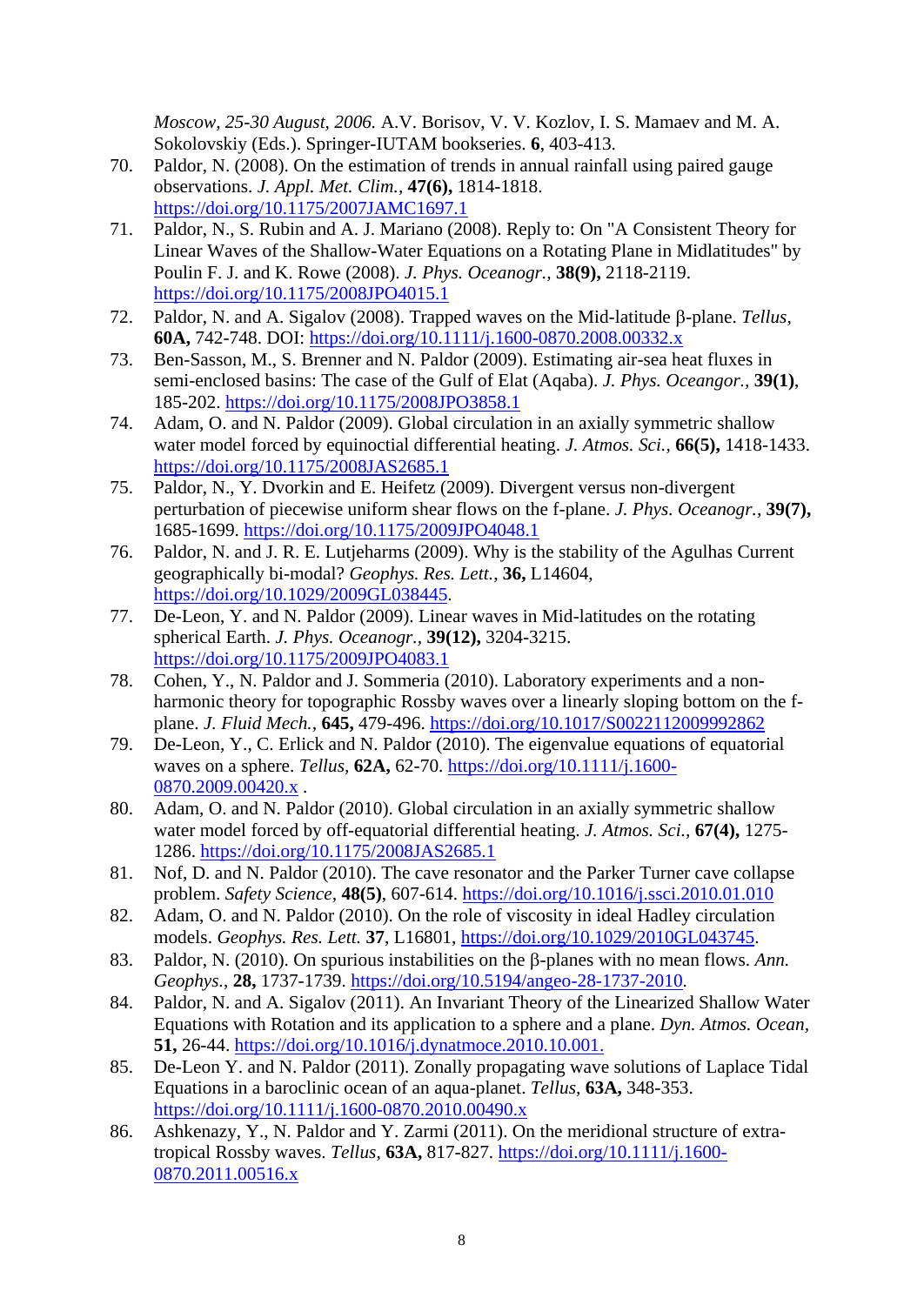*Moscow, 25-30 August, 2006.* A.V. Borisov, V. V. Kozlov, I. S. Mamaev and M. A. Sokolovskiy (Eds.). Springer-IUTAM bookseries. **6**, 403-413.

70. Paldor, N. (2008). On the estimation of trends in annual rainfall using paired gauge observations. *J. Appl. Met. Clim.*, **47(6),** 1814-1818. https://doi.org/10.1175/2007JAMC1697.1
71. Paldor, N., S. Rubin and A. J. Mariano (2008). Reply to: On "A Consistent Theory for Linear Waves of the Shallow-Water Equations on a Rotating Plane in Midlatitudes" by Poulin F. J. and K. Rowe (2008). *J. Phys. Oceanogr.,* **38(9),** 2118-2119. https://doi.org/10.1175/2008JPO4015.1
72. Paldor, N. and A. Sigalov (2008). Trapped waves on the Mid-latitude β-plane. *Tellus*, **60A,** 742-748. DOI: https://doi.org/10.1111/j.1600-0870.2008.00332.x
73. Ben-Sasson, M., S. Brenner and N. Paldor (2009). Estimating air-sea heat fluxes in semi-enclosed basins: The case of the Gulf of Elat (Aqaba). *J. Phys. Oceangor.*, **39(1)**, 185-202. https://doi.org/10.1175/2008JPO3858.1
74. Adam, O. and N. Paldor (2009). Global circulation in an axially symmetric shallow water model forced by equinoctial differential heating. *J. Atmos. Sci.*, **66(5),** 1418-1433. https://doi.org/10.1175/2008JAS2685.1
75. Paldor, N., Y. Dvorkin and E. Heifetz (2009). Divergent versus non-divergent perturbation of piecewise uniform shear flows on the f-plane. *J. Phys. Oceanogr.,* **39(7),** 1685-1699. https://doi.org/10.1175/2009JPO4048.1
76. Paldor, N. and J. R. E. Lutjeharms (2009). Why is the stability of the Agulhas Current geographically bi-modal? *Geophys. Res. Lett.*, **36,** L14604, https://doi.org/10.1029/2009GL038445.
77. De-Leon, Y. and N. Paldor (2009). Linear waves in Mid-latitudes on the rotating spherical Earth. *J. Phys. Oceanogr.,* **39(12),** 3204-3215. https://doi.org/10.1175/2009JPO4083.1
78. Cohen, Y., N. Paldor and J. Sommeria (2010). Laboratory experiments and a non-harmonic theory for topographic Rossby waves over a linearly sloping bottom on the f-plane. *J. Fluid Mech.,* **645,** 479-496. https://doi.org/10.1017/S0022112009992862
79. De-Leon, Y., C. Erlick and N. Paldor (2010). The eigenvalue equations of equatorial waves on a sphere. *Tellus*, **62A,** 62-70. https://doi.org/10.1111/j.1600-0870.2009.00420.x .
80. Adam, O. and N. Paldor (2010). Global circulation in an axially symmetric shallow water model forced by off-equatorial differential heating. *J. Atmos. Sci.,* **67(4),** 1275-1286. https://doi.org/10.1175/2008JAS2685.1
81. Nof, D. and N. Paldor (2010). The cave resonator and the Parker Turner cave collapse problem. *Safety Science*, **48(5)**, 607-614. https://doi.org/10.1016/j.ssci.2010.01.010
82. Adam, O. and N. Paldor (2010). On the role of viscosity in ideal Hadley circulation models. *Geophys. Res. Lett.* **37**, L16801, https://doi.org/10.1029/2010GL043745.
83. Paldor, N. (2010). On spurious instabilities on the β-planes with no mean flows. *Ann. Geophys.*, **28,** 1737-1739. https://doi.org/10.5194/angeo-28-1737-2010.
84. Paldor, N. and A. Sigalov (2011). An Invariant Theory of the Linearized Shallow Water Equations with Rotation and its application to a sphere and a plane. *Dyn. Atmos. Ocean*, **51,** 26-44. https://doi.org/10.1016/j.dynatmoce.2010.10.001.
85. De-Leon Y. and N. Paldor (2011). Zonally propagating wave solutions of Laplace Tidal Equations in a baroclinic ocean of an aqua-planet. *Tellus*, **63A,** 348-353. https://doi.org/10.1111/j.1600-0870.2010.00490.x
86. Ashkenazy, Y., N. Paldor and Y. Zarmi (2011). On the meridional structure of extra-tropical Rossby waves. *Tellus*, **63A,** 817-827. https://doi.org/10.1111/j.1600-0870.2011.00516.x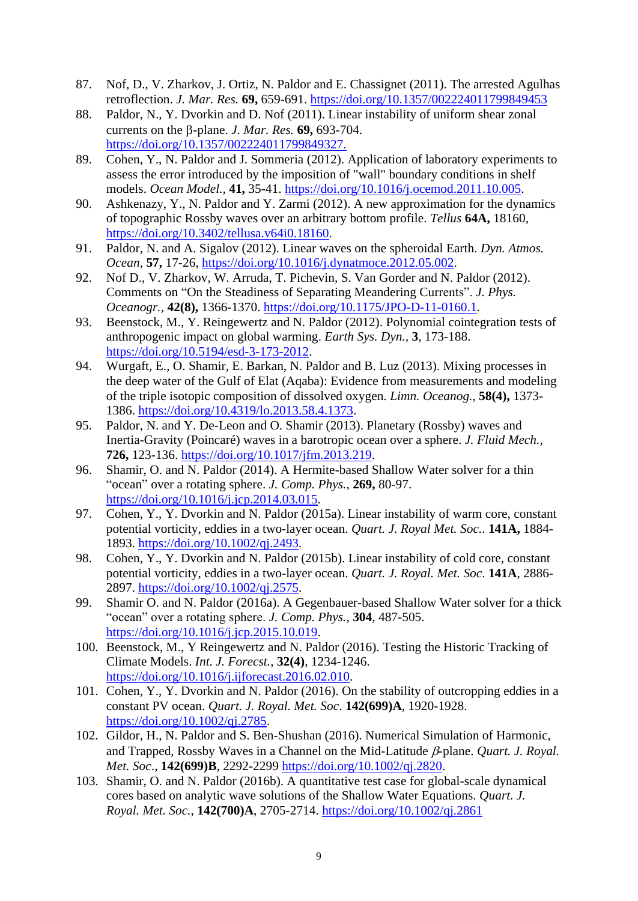87. Nof, D., V. Zharkov, J. Ortiz, N. Paldor and E. Chassignet (2011). The arrested Agulhas retroflection. *J. Mar. Res.* **69,** 659-691. https://doi.org/10.1357/002224011799849453
88. Paldor, N., Y. Dvorkin and D. Nof (2011). Linear instability of uniform shear zonal currents on the β-plane. *J. Mar. Res.* **69,** 693-704. https://doi.org/10.1357/002224011799849327.
89. Cohen, Y., N. Paldor and J. Sommeria (2012). Application of laboratory experiments to assess the error introduced by the imposition of "wall" boundary conditions in shelf models. *Ocean Model.*, **41,** 35-41. https://doi.org/10.1016/j.ocemod.2011.10.005.
90. Ashkenazy, Y., N. Paldor and Y. Zarmi (2012). A new approximation for the dynamics of topographic Rossby waves over an arbitrary bottom profile. *Tellus* **64A,** 18160, https://doi.org/10.3402/tellusa.v64i0.18160.
91. Paldor, N. and A. Sigalov (2012). Linear waves on the spheroidal Earth. *Dyn. Atmos. Ocean*, **57,** 17-26, https://doi.org/10.1016/j.dynatmoce.2012.05.002.
92. Nof D., V. Zharkov, W. Arruda, T. Pichevin, S. Van Gorder and N. Paldor (2012). Comments on "On the Steadiness of Separating Meandering Currents". *J. Phys. Oceanogr.*, **42(8),** 1366-1370. https://doi.org/10.1175/JPO-D-11-0160.1.
93. Beenstock, M., Y. Reingewertz and N. Paldor (2012). Polynomial cointegration tests of anthropogenic impact on global warming. *Earth Sys. Dyn.*, **3**, 173-188. https://doi.org/10.5194/esd-3-173-2012.
94. Wurgaft, E., O. Shamir, E. Barkan, N. Paldor and B. Luz (2013). Mixing processes in the deep water of the Gulf of Elat (Aqaba): Evidence from measurements and modeling of the triple isotopic composition of dissolved oxygen. *Limn. Oceanog.*, **58(4),** 1373-1386. https://doi.org/10.4319/lo.2013.58.4.1373.
95. Paldor, N. and Y. De-Leon and O. Shamir (2013). Planetary (Rossby) waves and Inertia-Gravity (Poincaré) waves in a barotropic ocean over a sphere. *J. Fluid Mech.*, **726,** 123-136. https://doi.org/10.1017/jfm.2013.219.
96. Shamir, O. and N. Paldor (2014). A Hermite-based Shallow Water solver for a thin "ocean" over a rotating sphere. *J. Comp. Phys.*, **269,** 80-97. https://doi.org/10.1016/j.jcp.2014.03.015.
97. Cohen, Y., Y. Dvorkin and N. Paldor (2015a). Linear instability of warm core, constant potential vorticity, eddies in a two-layer ocean. *Quart. J. Royal Met. Soc.*. **141A,** 1884-1893. https://doi.org/10.1002/qj.2493.
98. Cohen, Y., Y. Dvorkin and N. Paldor (2015b). Linear instability of cold core, constant potential vorticity, eddies in a two-layer ocean. *Quart. J. Royal. Met. Soc*. **141A**, 2886-2897. https://doi.org/10.1002/qj.2575.
99. Shamir O. and N. Paldor (2016a). A Gegenbauer-based Shallow Water solver for a thick "ocean" over a rotating sphere. *J. Comp. Phys.*, **304**, 487-505. https://doi.org/10.1016/j.jcp.2015.10.019.
100. Beenstock, M., Y Reingewertz and N. Paldor (2016). Testing the Historic Tracking of Climate Models. *Int. J. Forecst.*, **32(4)**, 1234-1246. https://doi.org/10.1016/j.ijforecast.2016.02.010.
101. Cohen, Y., Y. Dvorkin and N. Paldor (2016). On the stability of outcropping eddies in a constant PV ocean. *Quart. J. Royal. Met. Soc*. **142(699)A**, 1920-1928. https://doi.org/10.1002/qj.2785.
102. Gildor, H., N. Paldor and S. Ben-Shushan (2016). Numerical Simulation of Harmonic, and Trapped, Rossby Waves in a Channel on the Mid-Latitude $\beta$-plane. *Quart. J. Royal. Met. Soc*., **142(699)B**, 2292-2299 https://doi.org/10.1002/qj.2820.
103. Shamir, O. and N. Paldor (2016b). A quantitative test case for global-scale dynamical cores based on analytic wave solutions of the Shallow Water Equations. *Quart. J. Royal. Met. Soc.*, **142(700)A**, 2705-2714. https://doi.org/10.1002/qj.2861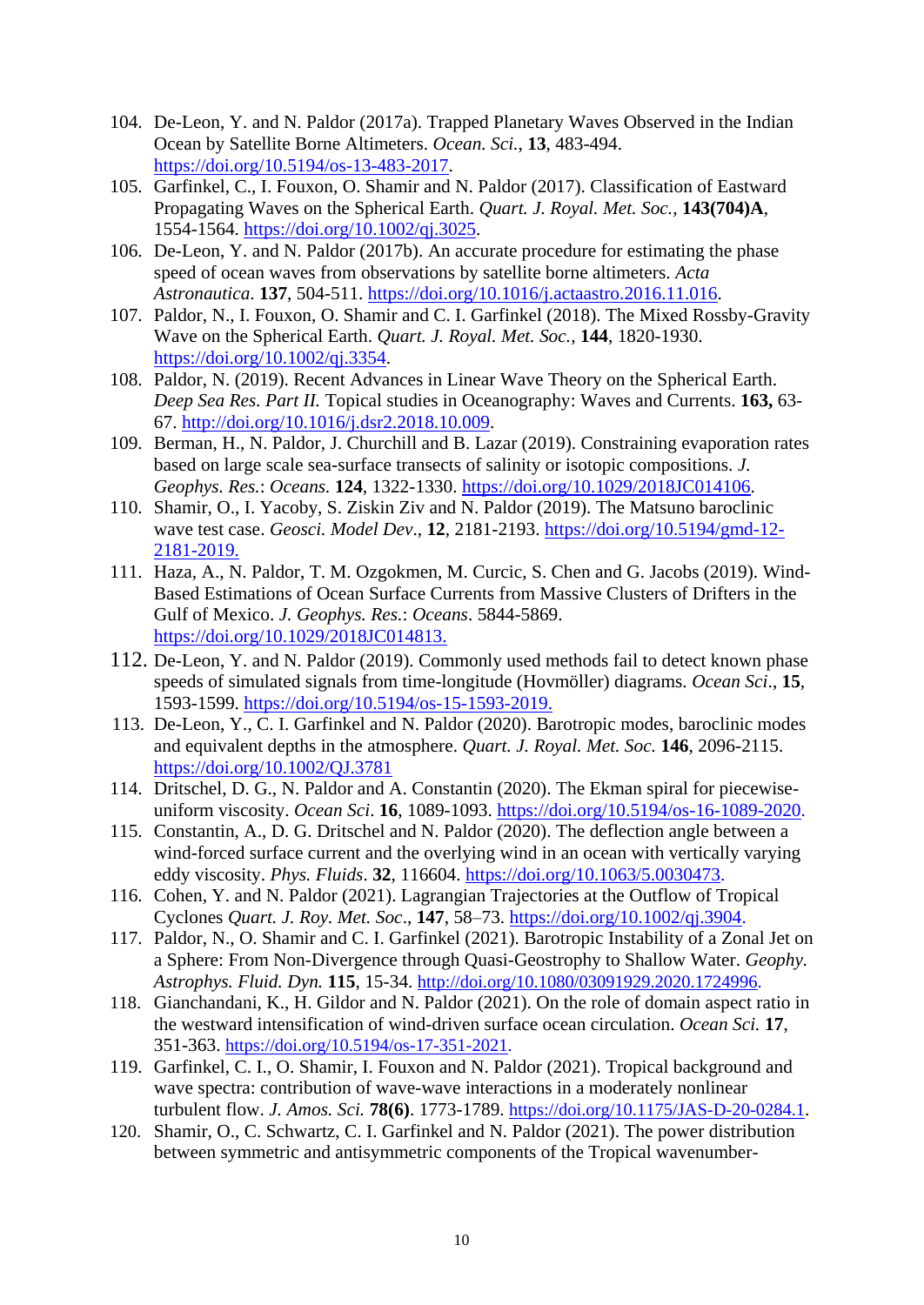104. De-Leon, Y. and N. Paldor (2017a). Trapped Planetary Waves Observed in the Indian Ocean by Satellite Borne Altimeters. *Ocean. Sci.*, **13**, 483-494. https://doi.org/10.5194/os-13-483-2017.
105. Garfinkel, C., I. Fouxon, O. Shamir and N. Paldor (2017). Classification of Eastward Propagating Waves on the Spherical Earth. *Quart. J. Royal. Met. Soc.,* **143(704)A**, 1554-1564. https://doi.org/10.1002/qj.3025.
106. De-Leon, Y. and N. Paldor (2017b). An accurate procedure for estimating the phase speed of ocean waves from observations by satellite borne altimeters. *Acta Astronautica*. **137**, 504-511. https://doi.org/10.1016/j.actaastro.2016.11.016.
107. Paldor, N., I. Fouxon, O. Shamir and C. I. Garfinkel (2018). The Mixed Rossby-Gravity Wave on the Spherical Earth. *Quart. J. Royal. Met. Soc.,* **144**, 1820-1930. https://doi.org/10.1002/qj.3354.
108. Paldor, N. (2019). Recent Advances in Linear Wave Theory on the Spherical Earth. *Deep Sea Res. Part II.* Topical studies in Oceanography: Waves and Currents. **163,** 63-67. http://doi.org/10.1016/j.dsr2.2018.10.009.
109. Berman, H., N. Paldor, J. Churchill and B. Lazar (2019). Constraining evaporation rates based on large scale sea-surface transects of salinity or isotopic compositions. *J. Geophys. Res.*: *Oceans.* **124**, 1322-1330. https://doi.org/10.1029/2018JC014106.
110. Shamir, O., I. Yacoby, S. Ziskin Ziv and N. Paldor (2019). The Matsuno baroclinic wave test case. *Geosci. Model Dev*., **12**, 2181-2193. https://doi.org/10.5194/gmd-12-2181-2019.
111. Haza, A., N. Paldor, T. M. Ozgokmen, M. Curcic, S. Chen and G. Jacobs (2019). Wind-Based Estimations of Ocean Surface Currents from Massive Clusters of Drifters in the Gulf of Mexico. *J. Geophys. Res.*: *Oceans*. 5844-5869. https://doi.org/10.1029/2018JC014813.
112. De-Leon, Y. and N. Paldor (2019). Commonly used methods fail to detect known phase speeds of simulated signals from time-longitude (Hovmöller) diagrams. *Ocean Sci*., **15**, 1593-1599. https://doi.org/10.5194/os-15-1593-2019.
113. De-Leon, Y., C. I. Garfinkel and N. Paldor (2020). Barotropic modes, baroclinic modes and equivalent depths in the atmosphere. *Quart. J. Royal. Met. Soc.* **146**, 2096-2115. https://doi.org/10.1002/QJ.3781
114. Dritschel, D. G., N. Paldor and A. Constantin (2020). The Ekman spiral for piecewise-uniform viscosity. *Ocean Sci*. **16**, 1089-1093. https://doi.org/10.5194/os-16-1089-2020.
115. Constantin, A., D. G. Dritschel and N. Paldor (2020). The deflection angle between a wind-forced surface current and the overlying wind in an ocean with vertically varying eddy viscosity. *Phys. Fluids*. **32**, 116604. https://doi.org/10.1063/5.0030473.
116. Cohen, Y. and N. Paldor (2021). Lagrangian Trajectories at the Outflow of Tropical Cyclones *Quart. J. Roy. Met. Soc*., **147**, 58–73. https://doi.org/10.1002/qj.3904.
117. Paldor, N., O. Shamir and C. I. Garfinkel (2021). Barotropic Instability of a Zonal Jet on a Sphere: From Non-Divergence through Quasi-Geostrophy to Shallow Water. *Geophy. Astrophys. Fluid. Dyn.* **115**, 15-34. http://doi.org/10.1080/03091929.2020.1724996.
118. Gianchandani, K., H. Gildor and N. Paldor (2021). On the role of domain aspect ratio in the westward intensification of wind-driven surface ocean circulation. *Ocean Sci.* **17**, 351-363. https://doi.org/10.5194/os-17-351-2021.
119. Garfinkel, C. I., O. Shamir, I. Fouxon and N. Paldor (2021). Tropical background and wave spectra: contribution of wave-wave interactions in a moderately nonlinear turbulent flow. *J. Amos. Sci.* **78(6)**. 1773-1789. https://doi.org/10.1175/JAS-D-20-0284.1.
120. Shamir, O., C. Schwartz, C. I. Garfinkel and N. Paldor (2021). The power distribution between symmetric and antisymmetric components of the Tropical wavenumber-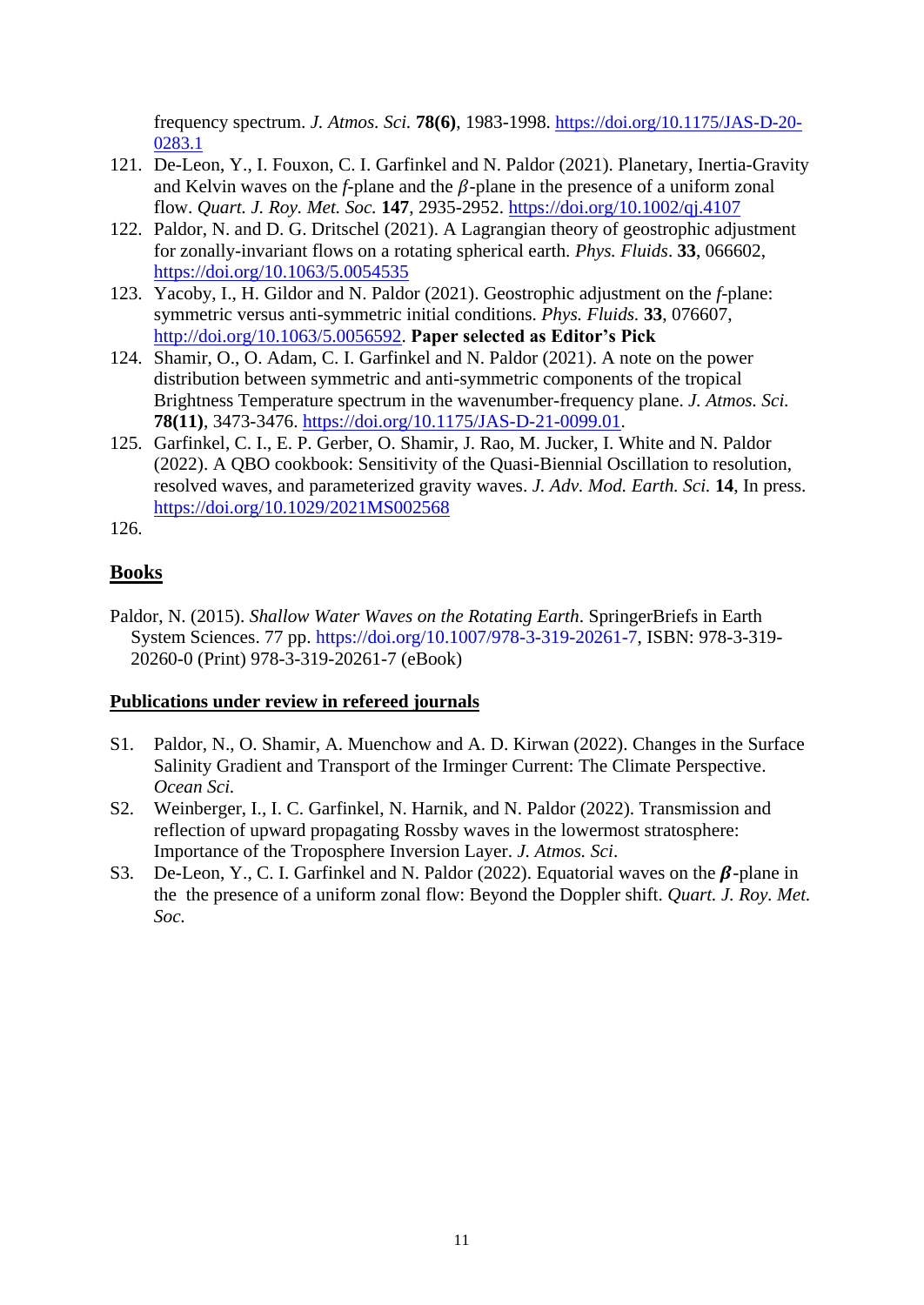frequency spectrum. *J. Atmos. Sci.* **78(6)**, 1983-1998. https://doi.org/10.1175/JAS-D-20-0283.1

121. De-Leon, Y., I. Fouxon, C. I. Garfinkel and N. Paldor (2021). Planetary, Inertia-Gravity and Kelvin waves on the *f*-plane and the $\beta$-plane in the presence of a uniform zonal flow. *Quart. J. Roy. Met. Soc.* **147**, 2935-2952. https://doi.org/10.1002/qj.4107
122. Paldor, N. and D. G. Dritschel (2021). A Lagrangian theory of geostrophic adjustment for zonally-invariant flows on a rotating spherical earth. *Phys. Fluids*. **33**, 066602, https://doi.org/10.1063/5.0054535
123. Yacoby, I., H. Gildor and N. Paldor (2021). Geostrophic adjustment on the *f*-plane: symmetric versus anti-symmetric initial conditions. *Phys. Fluids.* **33**, 076607, http://doi.org/10.1063/5.0056592. **Paper selected as Editor's Pick**
124. Shamir, O., O. Adam, C. I. Garfinkel and N. Paldor (2021). A note on the power distribution between symmetric and anti-symmetric components of the tropical Brightness Temperature spectrum in the wavenumber-frequency plane. *J. Atmos. Sci.* **78(11)**, 3473-3476. https://doi.org/10.1175/JAS-D-21-0099.01.
125. Garfinkel, C. I., E. P. Gerber, O. Shamir, J. Rao, M. Jucker, I. White and N. Paldor (2022). A QBO cookbook: Sensitivity of the Quasi-Biennial Oscillation to resolution, resolved waves, and parameterized gravity waves. *J. Adv. Mod. Earth. Sci.* **14**, In press. https://doi.org/10.1029/2021MS002568
126.

## Books

Paldor, N. (2015). *Shallow Water Waves on the Rotating Earth*. SpringerBriefs in Earth System Sciences. 77 pp. https://doi.org/10.1007/978-3-319-20261-7, ISBN: 978-3-319-20260-0 (Print) 978-3-319-20261-7 (eBook)

## Publications under review in refereed journals

S1. Paldor, N., O. Shamir, A. Muenchow and A. D. Kirwan (2022). Changes in the Surface Salinity Gradient and Transport of the Irminger Current: The Climate Perspective. *Ocean Sci.*

S2. Weinberger, I., I. C. Garfinkel, N. Harnik, and N. Paldor (2022). Transmission and reflection of upward propagating Rossby waves in the lowermost stratosphere: Importance of the Troposphere Inversion Layer. *J. Atmos. Sci.*

S3. De-Leon, Y., C. I. Garfinkel and N. Paldor (2022). Equatorial waves on the $\boldsymbol{\beta}$-plane in the the presence of a uniform zonal flow: Beyond the Doppler shift. *Quart. J. Roy. Met. Soc.*